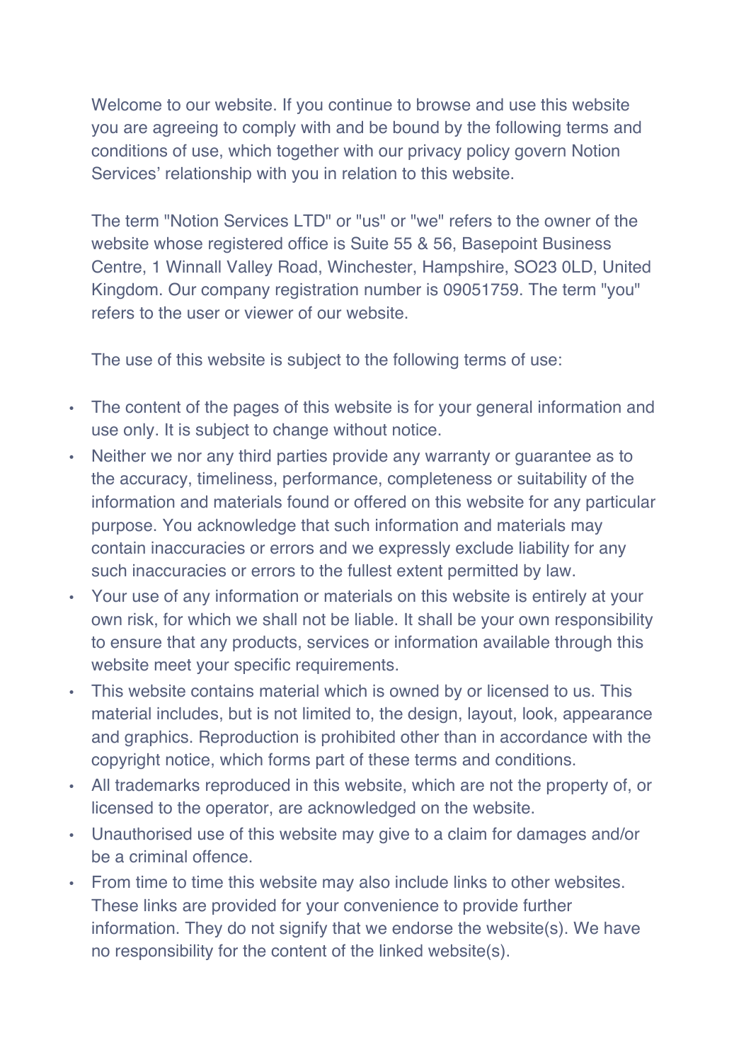Welcome to our website. If you continue to browse and use this website you are agreeing to comply with and be bound by the following terms and conditions of use, which together with our privacy policy govern Notion Services' relationship with you in relation to this website.

The term "Notion Services LTD" or "us" or "we" refers to the owner of the website whose registered office is Suite 55 & 56, Basepoint Business Centre, 1 Winnall Valley Road, Winchester, Hampshire, SO23 0LD, United Kingdom. Our company registration number is 09051759. The term "you" refers to the user or viewer of our website.

The use of this website is subject to the following terms of use:

- The content of the pages of this website is for your general information and use only. It is subject to change without notice.
- Neither we nor any third parties provide any warranty or guarantee as to the accuracy, timeliness, performance, completeness or suitability of the information and materials found or offered on this website for any particular purpose. You acknowledge that such information and materials may contain inaccuracies or errors and we expressly exclude liability for any such inaccuracies or errors to the fullest extent permitted by law.
- Your use of any information or materials on this website is entirely at your own risk, for which we shall not be liable. It shall be your own responsibility to ensure that any products, services or information available through this website meet your specific requirements.
- This website contains material which is owned by or licensed to us. This material includes, but is not limited to, the design, layout, look, appearance and graphics. Reproduction is prohibited other than in accordance with the copyright notice, which forms part of these terms and conditions.
- All trademarks reproduced in this website, which are not the property of, or licensed to the operator, are acknowledged on the website.
- Unauthorised use of this website may give to a claim for damages and/or be a criminal offence.
- From time to time this website may also include links to other websites. These links are provided for your convenience to provide further information. They do not signify that we endorse the website(s). We have no responsibility for the content of the linked website(s).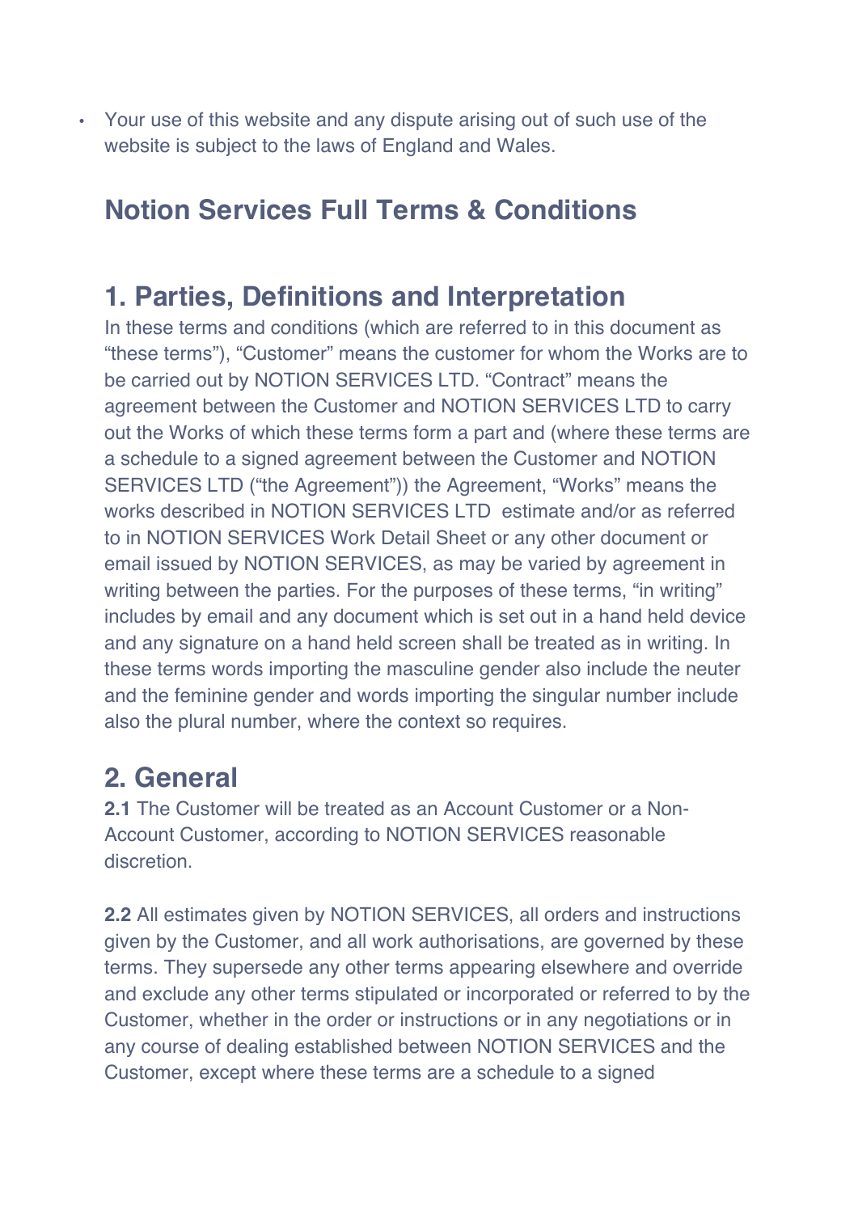- Your use of this website and any dispute arising out of such use of the website is subject to the laws of England and Wales.

## Notion Services Full Terms & Conditions

## 1. Parties, Definitions and Interpretation

In these terms and conditions (which are referred to in this document as “these terms”), “Customer” means the customer for whom the Works are to be carried out by NOTION SERVICES LTD. “Contract” means the agreement between the Customer and NOTION SERVICES LTD to carry out the Works of which these terms form a part and (where these terms are a schedule to a signed agreement between the Customer and NOTION SERVICES LTD (“the Agreement”)) the Agreement, “Works” means the works described in NOTION SERVICES LTD estimate and/or as referred to in NOTION SERVICES Work Detail Sheet or any other document or email issued by NOTION SERVICES, as may be varied by agreement in writing between the parties. For the purposes of these terms, “in writing” includes by email and any document which is set out in a hand held device and any signature on a hand held screen shall be treated as in writing. In these terms words importing the masculine gender also include the neuter and the feminine gender and words importing the singular number include also the plural number, where the context so requires.

## 2. General

**2.1** The Customer will be treated as an Account Customer or a Non-Account Customer, according to NOTION SERVICES reasonable discretion.

**2.2** All estimates given by NOTION SERVICES, all orders and instructions given by the Customer, and all work authorisations, are governed by these terms. They supersede any other terms appearing elsewhere and override and exclude any other terms stipulated or incorporated or referred to by the Customer, whether in the order or instructions or in any negotiations or in any course of dealing established between NOTION SERVICES and the Customer, except where these terms are a schedule to a signed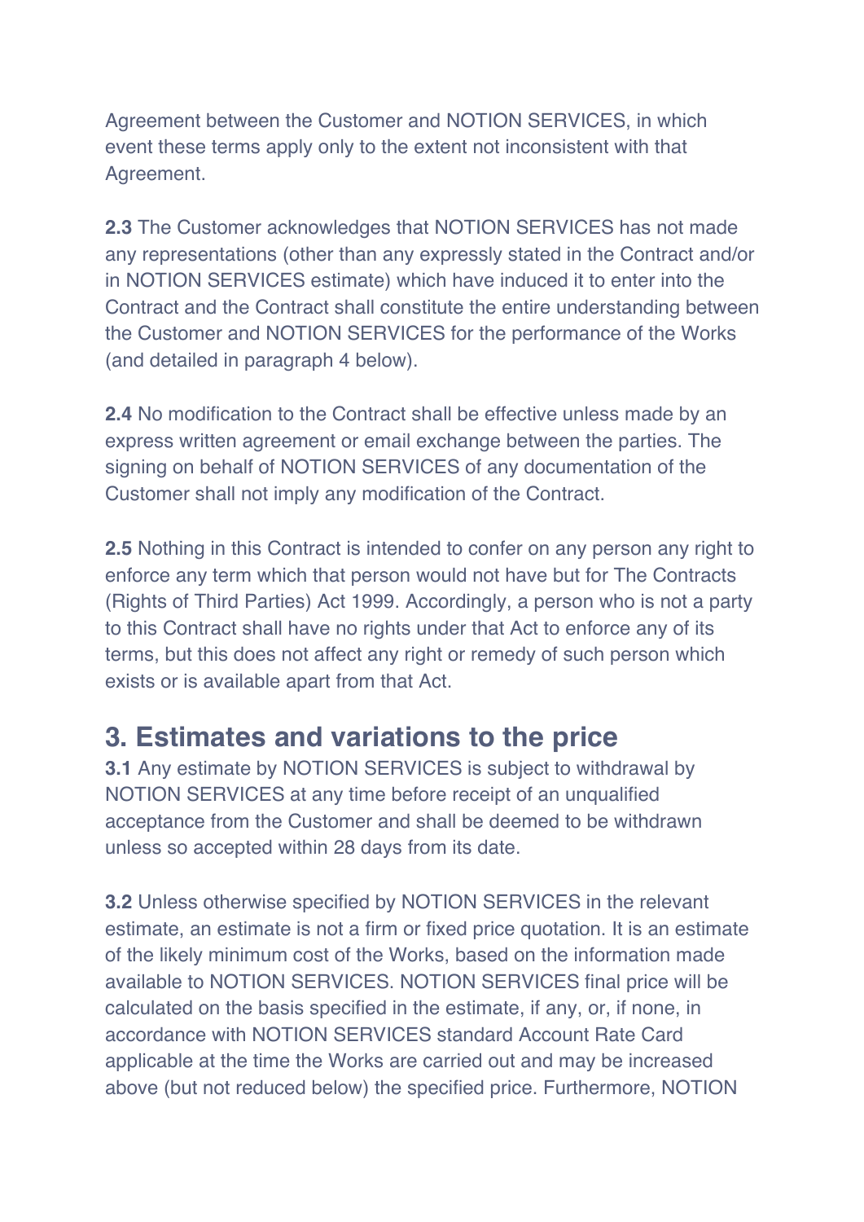Agreement between the Customer and NOTION SERVICES, in which event these terms apply only to the extent not inconsistent with that Agreement.

**2.3** The Customer acknowledges that NOTION SERVICES has not made any representations (other than any expressly stated in the Contract and/or in NOTION SERVICES estimate) which have induced it to enter into the Contract and the Contract shall constitute the entire understanding between the Customer and NOTION SERVICES for the performance of the Works (and detailed in paragraph 4 below).

**2.4** No modification to the Contract shall be effective unless made by an express written agreement or email exchange between the parties. The signing on behalf of NOTION SERVICES of any documentation of the Customer shall not imply any modification of the Contract.

**2.5** Nothing in this Contract is intended to confer on any person any right to enforce any term which that person would not have but for The Contracts (Rights of Third Parties) Act 1999. Accordingly, a person who is not a party to this Contract shall have no rights under that Act to enforce any of its terms, but this does not affect any right or remedy of such person which exists or is available apart from that Act.

## 3. Estimates and variations to the price

**3.1** Any estimate by NOTION SERVICES is subject to withdrawal by NOTION SERVICES at any time before receipt of an unqualified acceptance from the Customer and shall be deemed to be withdrawn unless so accepted within 28 days from its date.

**3.2** Unless otherwise specified by NOTION SERVICES in the relevant estimate, an estimate is not a firm or fixed price quotation. It is an estimate of the likely minimum cost of the Works, based on the information made available to NOTION SERVICES. NOTION SERVICES final price will be calculated on the basis specified in the estimate, if any, or, if none, in accordance with NOTION SERVICES standard Account Rate Card applicable at the time the Works are carried out and may be increased above (but not reduced below) the specified price. Furthermore, NOTION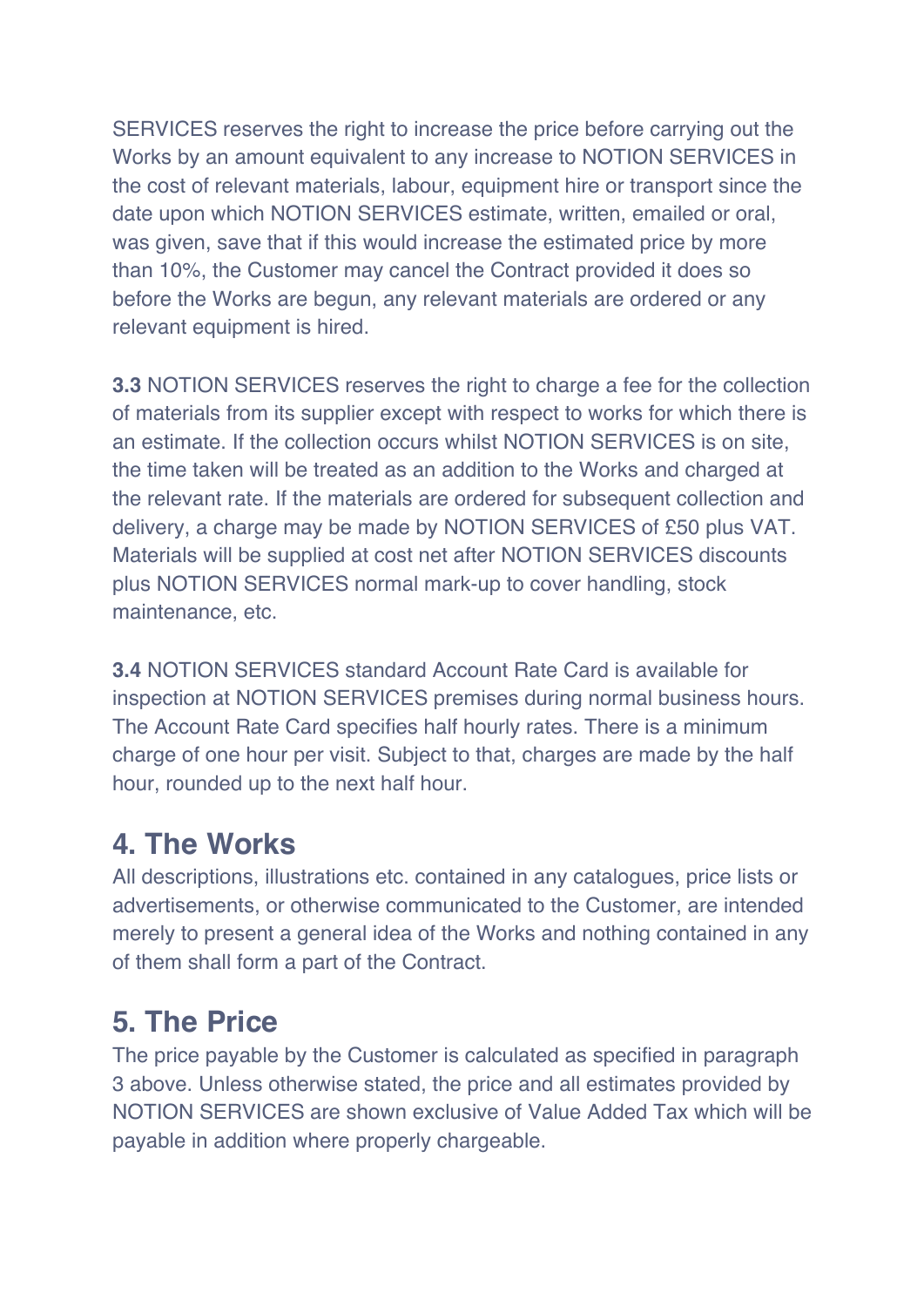SERVICES reserves the right to increase the price before carrying out the Works by an amount equivalent to any increase to NOTION SERVICES in the cost of relevant materials, labour, equipment hire or transport since the date upon which NOTION SERVICES estimate, written, emailed or oral, was given, save that if this would increase the estimated price by more than 10%, the Customer may cancel the Contract provided it does so before the Works are begun, any relevant materials are ordered or any relevant equipment is hired.

**3.3** NOTION SERVICES reserves the right to charge a fee for the collection of materials from its supplier except with respect to works for which there is an estimate. If the collection occurs whilst NOTION SERVICES is on site, the time taken will be treated as an addition to the Works and charged at the relevant rate. If the materials are ordered for subsequent collection and delivery, a charge may be made by NOTION SERVICES of £50 plus VAT. Materials will be supplied at cost net after NOTION SERVICES discounts plus NOTION SERVICES normal mark-up to cover handling, stock maintenance, etc.

**3.4** NOTION SERVICES standard Account Rate Card is available for inspection at NOTION SERVICES premises during normal business hours. The Account Rate Card specifies half hourly rates. There is a minimum charge of one hour per visit. Subject to that, charges are made by the half hour, rounded up to the next half hour.

## 4. The Works

All descriptions, illustrations etc. contained in any catalogues, price lists or advertisements, or otherwise communicated to the Customer, are intended merely to present a general idea of the Works and nothing contained in any of them shall form a part of the Contract.

## 5. The Price

The price payable by the Customer is calculated as specified in paragraph 3 above. Unless otherwise stated, the price and all estimates provided by NOTION SERVICES are shown exclusive of Value Added Tax which will be payable in addition where properly chargeable.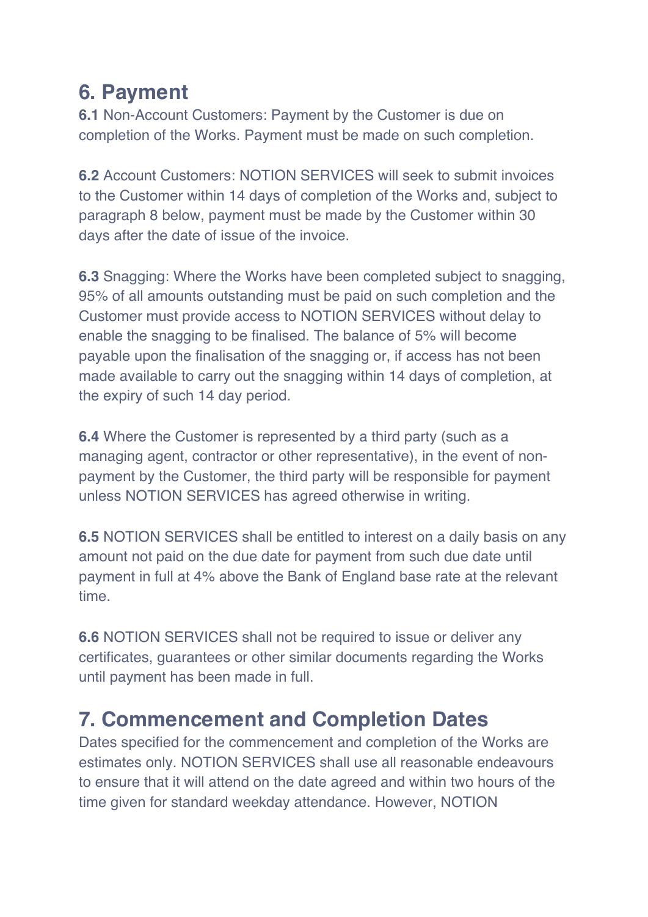## 6. Payment

**6.1** Non-Account Customers: Payment by the Customer is due on completion of the Works. Payment must be made on such completion.

**6.2** Account Customers: NOTION SERVICES will seek to submit invoices to the Customer within 14 days of completion of the Works and, subject to paragraph 8 below, payment must be made by the Customer within 30 days after the date of issue of the invoice.

**6.3** Snagging: Where the Works have been completed subject to snagging, 95% of all amounts outstanding must be paid on such completion and the Customer must provide access to NOTION SERVICES without delay to enable the snagging to be finalised. The balance of 5% will become payable upon the finalisation of the snagging or, if access has not been made available to carry out the snagging within 14 days of completion, at the expiry of such 14 day period.

**6.4** Where the Customer is represented by a third party (such as a managing agent, contractor or other representative), in the event of non-payment by the Customer, the third party will be responsible for payment unless NOTION SERVICES has agreed otherwise in writing.

**6.5** NOTION SERVICES shall be entitled to interest on a daily basis on any amount not paid on the due date for payment from such due date until payment in full at 4% above the Bank of England base rate at the relevant time.

**6.6** NOTION SERVICES shall not be required to issue or deliver any certificates, guarantees or other similar documents regarding the Works until payment has been made in full.

## 7. Commencement and Completion Dates

Dates specified for the commencement and completion of the Works are estimates only. NOTION SERVICES shall use all reasonable endeavours to ensure that it will attend on the date agreed and within two hours of the time given for standard weekday attendance. However, NOTION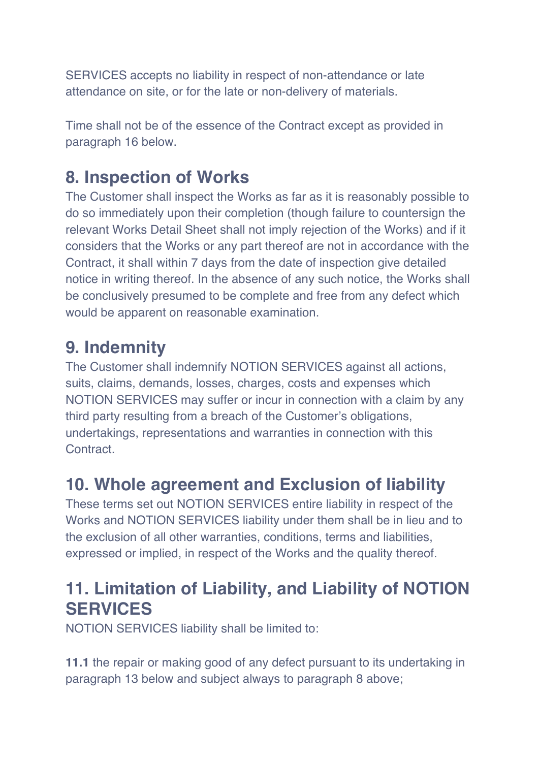SERVICES accepts no liability in respect of non-attendance or late attendance on site, or for the late or non-delivery of materials.

Time shall not be of the essence of the Contract except as provided in paragraph 16 below.

## 8. Inspection of Works

The Customer shall inspect the Works as far as it is reasonably possible to do so immediately upon their completion (though failure to countersign the relevant Works Detail Sheet shall not imply rejection of the Works) and if it considers that the Works or any part thereof are not in accordance with the Contract, it shall within 7 days from the date of inspection give detailed notice in writing thereof. In the absence of any such notice, the Works shall be conclusively presumed to be complete and free from any defect which would be apparent on reasonable examination.

## 9. Indemnity

The Customer shall indemnify NOTION SERVICES against all actions, suits, claims, demands, losses, charges, costs and expenses which NOTION SERVICES may suffer or incur in connection with a claim by any third party resulting from a breach of the Customer's obligations, undertakings, representations and warranties in connection with this Contract.

## 10. Whole agreement and Exclusion of liability

These terms set out NOTION SERVICES entire liability in respect of the Works and NOTION SERVICES liability under them shall be in lieu and to the exclusion of all other warranties, conditions, terms and liabilities, expressed or implied, in respect of the Works and the quality thereof.

## 11. Limitation of Liability, and Liability of NOTION SERVICES

NOTION SERVICES liability shall be limited to:

**11.1** the repair or making good of any defect pursuant to its undertaking in paragraph 13 below and subject always to paragraph 8 above;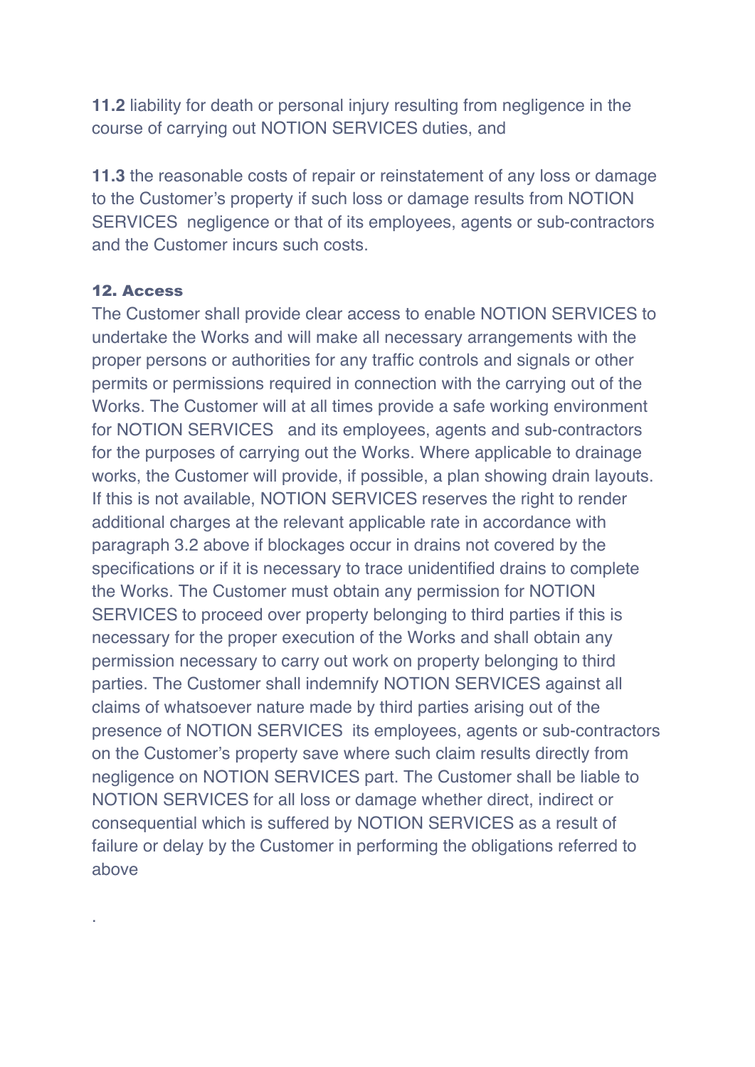**11.2** liability for death or personal injury resulting from negligence in the course of carrying out NOTION SERVICES duties, and

**11.3** the reasonable costs of repair or reinstatement of any loss or damage to the Customer's property if such loss or damage results from NOTION SERVICES negligence or that of its employees, agents or sub-contractors and the Customer incurs such costs.

**12. Access**

The Customer shall provide clear access to enable NOTION SERVICES to undertake the Works and will make all necessary arrangements with the proper persons or authorities for any traffic controls and signals or other permits or permissions required in connection with the carrying out of the Works. The Customer will at all times provide a safe working environment for NOTION SERVICES and its employees, agents and sub-contractors for the purposes of carrying out the Works. Where applicable to drainage works, the Customer will provide, if possible, a plan showing drain layouts. If this is not available, NOTION SERVICES reserves the right to render additional charges at the relevant applicable rate in accordance with paragraph 3.2 above if blockages occur in drains not covered by the specifications or if it is necessary to trace unidentified drains to complete the Works. The Customer must obtain any permission for NOTION SERVICES to proceed over property belonging to third parties if this is necessary for the proper execution of the Works and shall obtain any permission necessary to carry out work on property belonging to third parties. The Customer shall indemnify NOTION SERVICES against all claims of whatsoever nature made by third parties arising out of the presence of NOTION SERVICES its employees, agents or sub-contractors on the Customer's property save where such claim results directly from negligence on NOTION SERVICES part. The Customer shall be liable to NOTION SERVICES for all loss or damage whether direct, indirect or consequential which is suffered by NOTION SERVICES as a result of failure or delay by the Customer in performing the obligations referred to above

.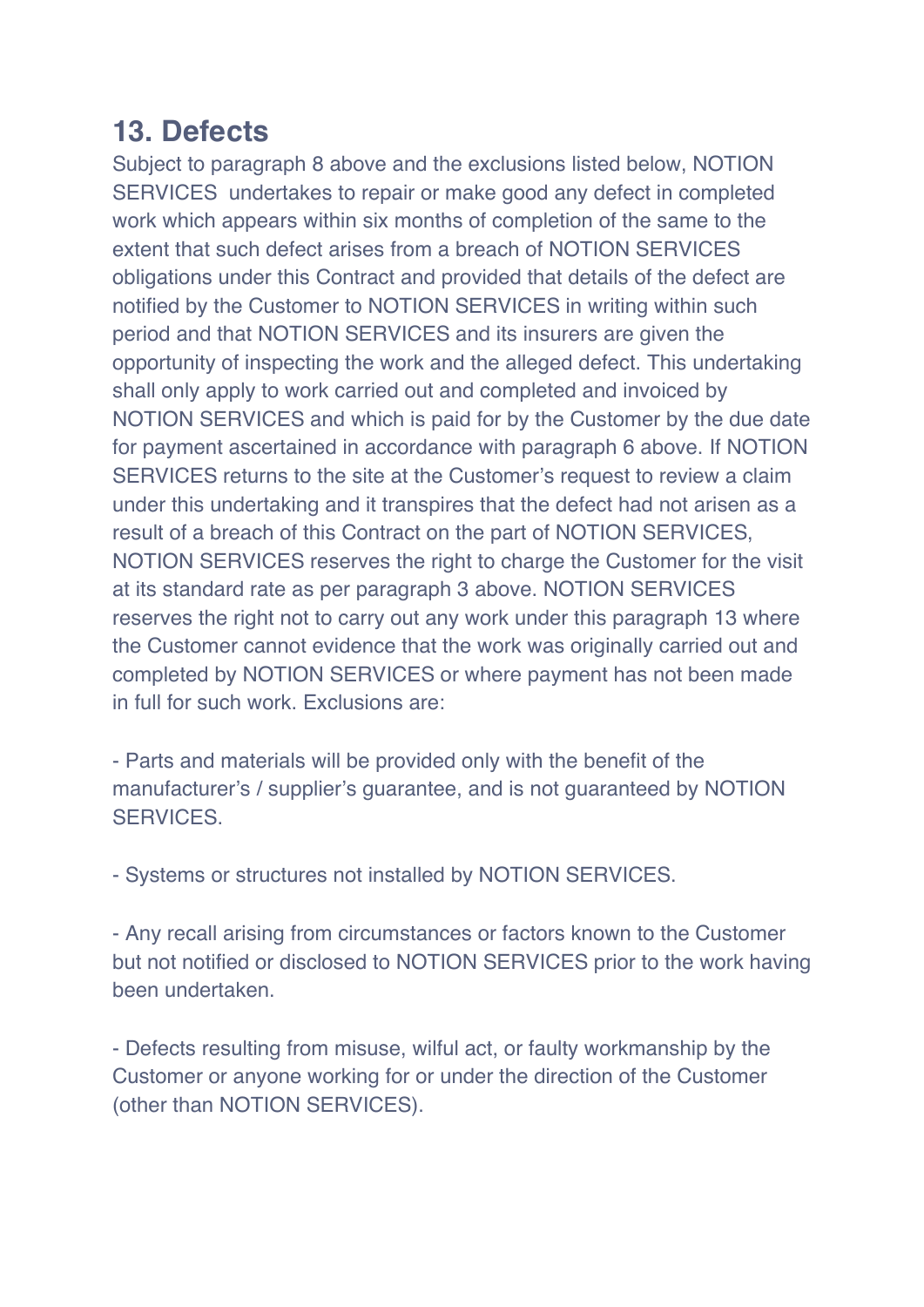## 13. Defects

Subject to paragraph 8 above and the exclusions listed below, NOTION SERVICES undertakes to repair or make good any defect in completed work which appears within six months of completion of the same to the extent that such defect arises from a breach of NOTION SERVICES obligations under this Contract and provided that details of the defect are notified by the Customer to NOTION SERVICES in writing within such period and that NOTION SERVICES and its insurers are given the opportunity of inspecting the work and the alleged defect. This undertaking shall only apply to work carried out and completed and invoiced by NOTION SERVICES and which is paid for by the Customer by the due date for payment ascertained in accordance with paragraph 6 above. If NOTION SERVICES returns to the site at the Customer's request to review a claim under this undertaking and it transpires that the defect had not arisen as a result of a breach of this Contract on the part of NOTION SERVICES, NOTION SERVICES reserves the right to charge the Customer for the visit at its standard rate as per paragraph 3 above. NOTION SERVICES reserves the right not to carry out any work under this paragraph 13 where the Customer cannot evidence that the work was originally carried out and completed by NOTION SERVICES or where payment has not been made in full for such work. Exclusions are:

- Parts and materials will be provided only with the benefit of the manufacturer's / supplier's guarantee, and is not guaranteed by NOTION SERVICES.

- Systems or structures not installed by NOTION SERVICES.

- Any recall arising from circumstances or factors known to the Customer but not notified or disclosed to NOTION SERVICES prior to the work having been undertaken.

- Defects resulting from misuse, wilful act, or faulty workmanship by the Customer or anyone working for or under the direction of the Customer (other than NOTION SERVICES).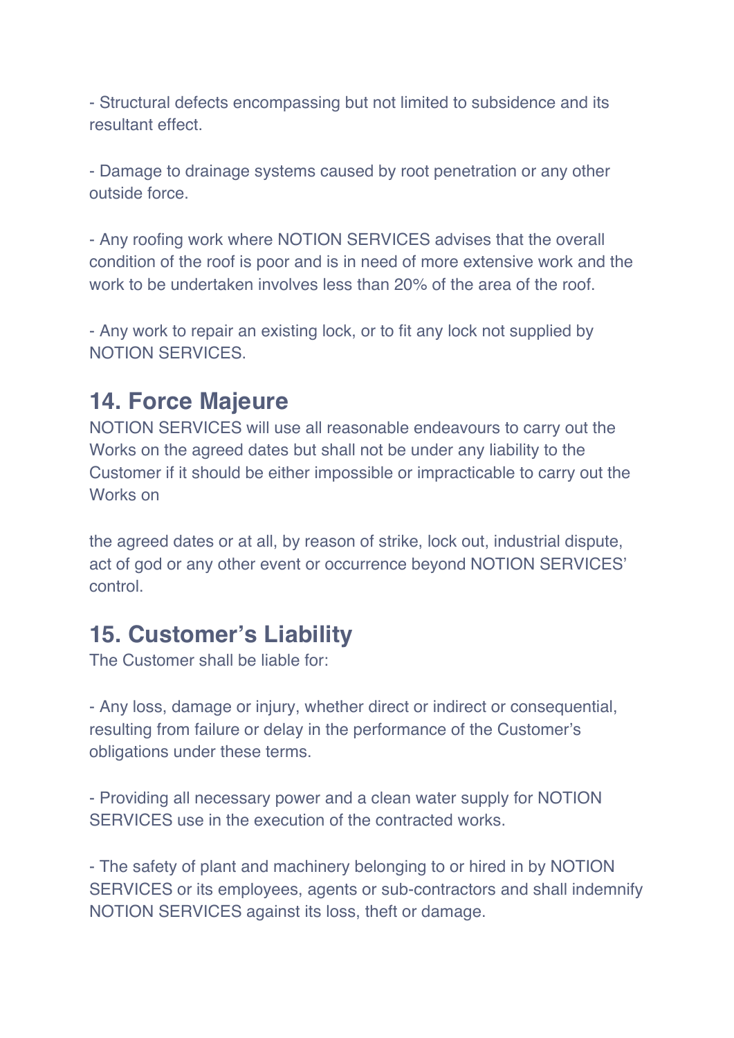- Structural defects encompassing but not limited to subsidence and its resultant effect.

- Damage to drainage systems caused by root penetration or any other outside force.

- Any roofing work where NOTION SERVICES advises that the overall condition of the roof is poor and is in need of more extensive work and the work to be undertaken involves less than 20% of the area of the roof.

- Any work to repair an existing lock, or to fit any lock not supplied by NOTION SERVICES.

## 14. Force Majeure

NOTION SERVICES will use all reasonable endeavours to carry out the Works on the agreed dates but shall not be under any liability to the Customer if it should be either impossible or impracticable to carry out the Works on

the agreed dates or at all, by reason of strike, lock out, industrial dispute, act of god or any other event or occurrence beyond NOTION SERVICES' control.

## 15. Customer's Liability

The Customer shall be liable for:

- Any loss, damage or injury, whether direct or indirect or consequential, resulting from failure or delay in the performance of the Customer's obligations under these terms.

- Providing all necessary power and a clean water supply for NOTION SERVICES use in the execution of the contracted works.

- The safety of plant and machinery belonging to or hired in by NOTION SERVICES or its employees, agents or sub-contractors and shall indemnify NOTION SERVICES against its loss, theft or damage.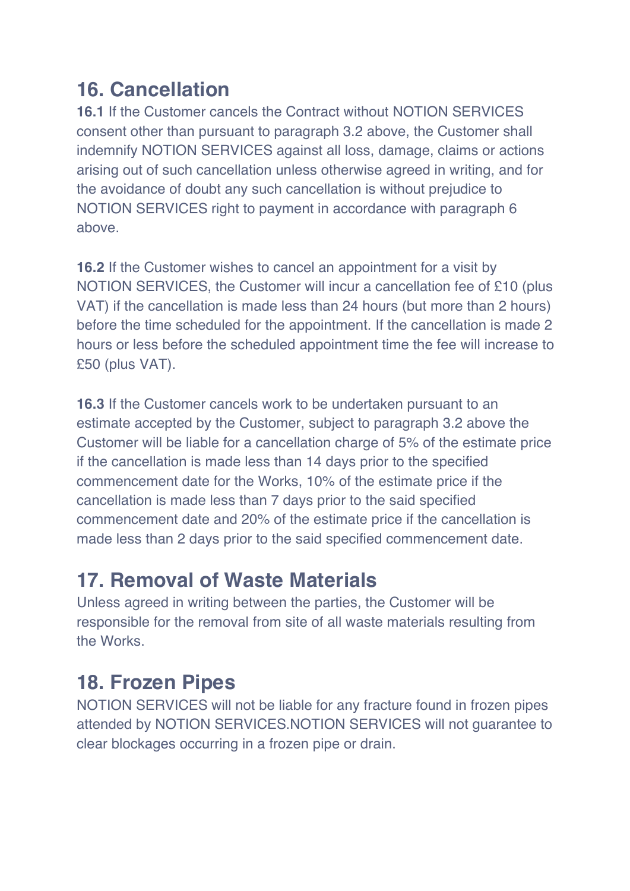## 16. Cancellation

**16.1** If the Customer cancels the Contract without NOTION SERVICES consent other than pursuant to paragraph 3.2 above, the Customer shall indemnify NOTION SERVICES against all loss, damage, claims or actions arising out of such cancellation unless otherwise agreed in writing, and for the avoidance of doubt any such cancellation is without prejudice to NOTION SERVICES right to payment in accordance with paragraph 6 above.

**16.2** If the Customer wishes to cancel an appointment for a visit by NOTION SERVICES, the Customer will incur a cancellation fee of £10 (plus VAT) if the cancellation is made less than 24 hours (but more than 2 hours) before the time scheduled for the appointment. If the cancellation is made 2 hours or less before the scheduled appointment time the fee will increase to £50 (plus VAT).

**16.3** If the Customer cancels work to be undertaken pursuant to an estimate accepted by the Customer, subject to paragraph 3.2 above the Customer will be liable for a cancellation charge of 5% of the estimate price if the cancellation is made less than 14 days prior to the specified commencement date for the Works, 10% of the estimate price if the cancellation is made less than 7 days prior to the said specified commencement date and 20% of the estimate price if the cancellation is made less than 2 days prior to the said specified commencement date.

## 17. Removal of Waste Materials

Unless agreed in writing between the parties, the Customer will be responsible for the removal from site of all waste materials resulting from the Works.

## 18. Frozen Pipes

NOTION SERVICES will not be liable for any fracture found in frozen pipes attended by NOTION SERVICES.NOTION SERVICES will not guarantee to clear blockages occurring in a frozen pipe or drain.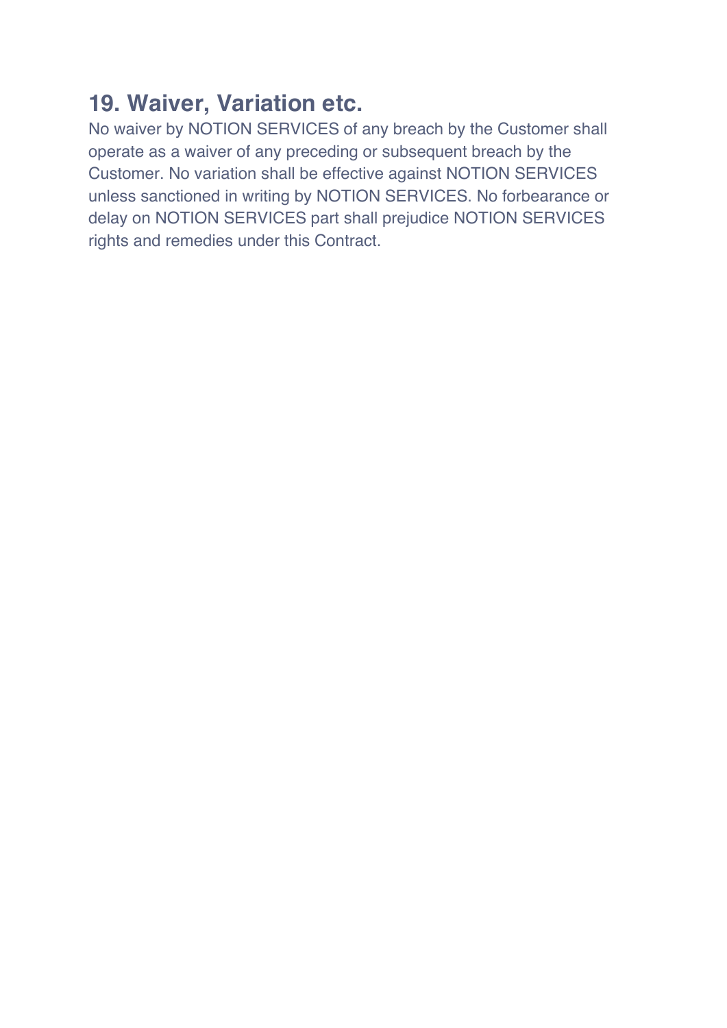## 19. Waiver, Variation etc.

No waiver by NOTION SERVICES of any breach by the Customer shall operate as a waiver of any preceding or subsequent breach by the Customer. No variation shall be effective against NOTION SERVICES unless sanctioned in writing by NOTION SERVICES. No forbearance or delay on NOTION SERVICES part shall prejudice NOTION SERVICES rights and remedies under this Contract.